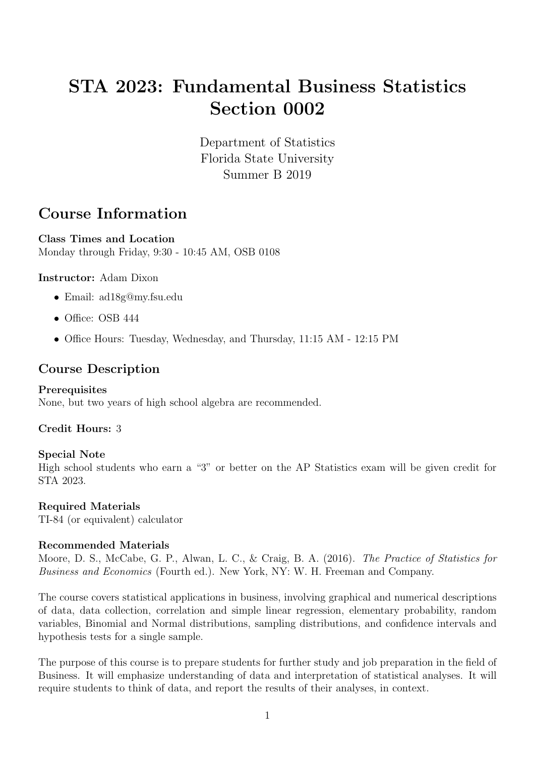# STA 2023: Fundamental Business Statistics Section 0002

Department of Statistics
Florida State University
Summer B 2019

## Course Information

**Class Times and Location**
Monday through Friday, 9:30 - 10:45 AM, OSB 0108

**Instructor:** Adam Dixon

- Email: ad18g@my.fsu.edu
- Office: OSB 444
- Office Hours: Tuesday, Wednesday, and Thursday, 11:15 AM - 12:15 PM

## Course Description

**Prerequisites**
None, but two years of high school algebra are recommended.

**Credit Hours:** 3

**Special Note**
High school students who earn a "3" or better on the AP Statistics exam will be given credit for STA 2023.

**Required Materials**
TI-84 (or equivalent) calculator

**Recommended Materials**
Moore, D. S., McCabe, G. P., Alwan, L. C., & Craig, B. A. (2016). *The Practice of Statistics for Business and Economics* (Fourth ed.). New York, NY: W. H. Freeman and Company.

The course covers statistical applications in business, involving graphical and numerical descriptions of data, data collection, correlation and simple linear regression, elementary probability, random variables, Binomial and Normal distributions, sampling distributions, and confidence intervals and hypothesis tests for a single sample.

The purpose of this course is to prepare students for further study and job preparation in the field of Business. It will emphasize understanding of data and interpretation of statistical analyses. It will require students to think of data, and report the results of their analyses, in context.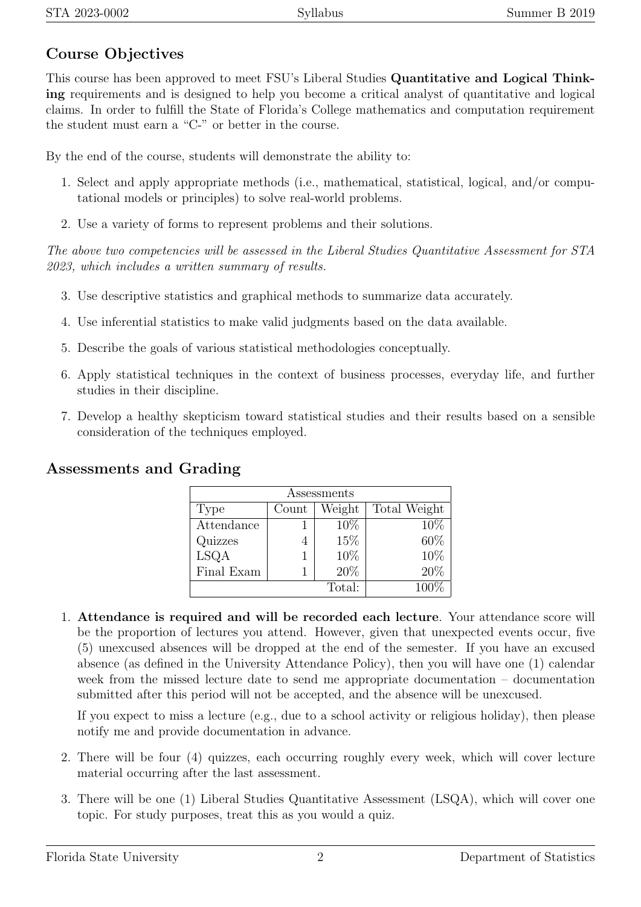## Course Objectives

This course has been approved to meet FSU's Liberal Studies **Quantitative and Logical Thinking** requirements and is designed to help you become a critical analyst of quantitative and logical claims. In order to fulfill the State of Florida's College mathematics and computation requirement the student must earn a "C-" or better in the course.

By the end of the course, students will demonstrate the ability to:

1. Select and apply appropriate methods (i.e., mathematical, statistical, logical, and/or computational models or principles) to solve real-world problems.
2. Use a variety of forms to represent problems and their solutions.

*The above two competencies will be assessed in the Liberal Studies Quantitative Assessment for STA 2023, which includes a written summary of results.*

3. Use descriptive statistics and graphical methods to summarize data accurately.
4. Use inferential statistics to make valid judgments based on the data available.
5. Describe the goals of various statistical methodologies conceptually.
6. Apply statistical techniques in the context of business processes, everyday life, and further studies in their discipline.
7. Develop a healthy skepticism toward statistical studies and their results based on a sensible consideration of the techniques employed.

## Assessments and Grading

| Assessments | | | |
|---|---|---|---|
| Type | Count | Weight | Total Weight |
| Attendance | 1 | 10% | 10% |
| Quizzes | 4 | 15% | 60% |
| LSQA | 1 | 10% | 10% |
| Final Exam | 1 | 20% | 20% |
| | | Total: | 100% |

1. **Attendance is required and will be recorded each lecture**. Your attendance score will be the proportion of lectures you attend. However, given that unexpected events occur, five (5) unexcused absences will be dropped at the end of the semester. If you have an excused absence (as defined in the University Attendance Policy), then you will have one (1) calendar week from the missed lecture date to send me appropriate documentation – documentation submitted after this period will not be accepted, and the absence will be unexcused.

   If you expect to miss a lecture (e.g., due to a school activity or religious holiday), then please notify me and provide documentation in advance.

2. There will be four (4) quizzes, each occurring roughly every week, which will cover lecture material occurring after the last assessment.

3. There will be one (1) Liberal Studies Quantitative Assessment (LSQA), which will cover one topic. For study purposes, treat this as you would a quiz.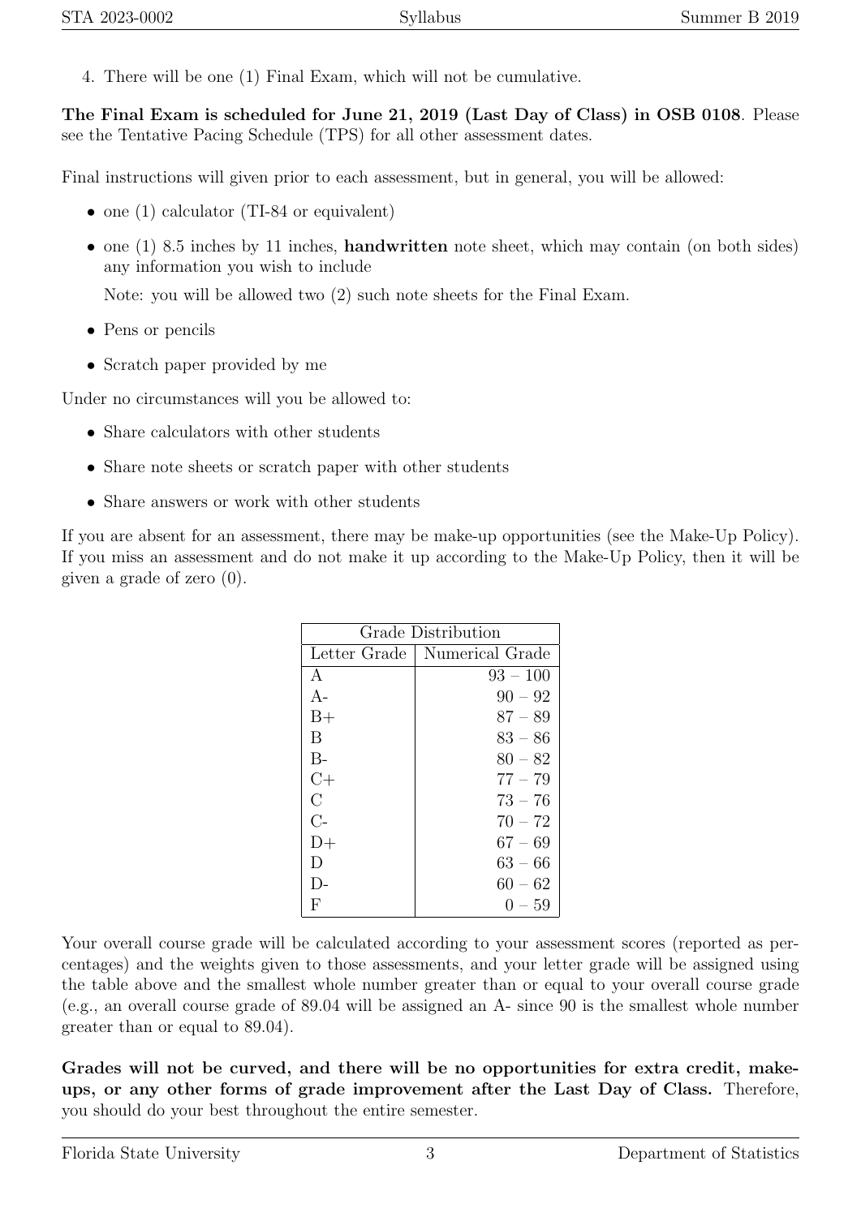4. There will be one (1) Final Exam, which will not be cumulative.

**The Final Exam is scheduled for June 21, 2019 (Last Day of Class) in OSB 0108**. Please see the Tentative Pacing Schedule (TPS) for all other assessment dates.

Final instructions will given prior to each assessment, but in general, you will be allowed:

- one (1) calculator (TI-84 or equivalent)
- one (1) 8.5 inches by 11 inches, **handwritten** note sheet, which may contain (on both sides) any information you wish to include

  Note: you will be allowed two (2) such note sheets for the Final Exam.
- Pens or pencils
- Scratch paper provided by me

Under no circumstances will you be allowed to:

- Share calculators with other students
- Share note sheets or scratch paper with other students
- Share answers or work with other students

If you are absent for an assessment, there may be make-up opportunities (see the Make-Up Policy). If you miss an assessment and do not make it up according to the Make-Up Policy, then it will be given a grade of zero (0).

| Grade Distribution | |
|---|---|
| Letter Grade | Numerical Grade |
| A | 93 – 100 |
| A- | 90 – 92 |
| B+ | 87 – 89 |
| B | 83 – 86 |
| B- | 80 – 82 |
| C+ | 77 – 79 |
| C | 73 – 76 |
| C- | 70 – 72 |
| D+ | 67 – 69 |
| D | 63 – 66 |
| D- | 60 – 62 |
| F | 0 – 59 |

Your overall course grade will be calculated according to your assessment scores (reported as percentages) and the weights given to those assessments, and your letter grade will be assigned using the table above and the smallest whole number greater than or equal to your overall course grade (e.g., an overall course grade of 89.04 will be assigned an A- since 90 is the smallest whole number greater than or equal to 89.04).

**Grades will not be curved, and there will be no opportunities for extra credit, make-ups, or any other forms of grade improvement after the Last Day of Class.** Therefore, you should do your best throughout the entire semester.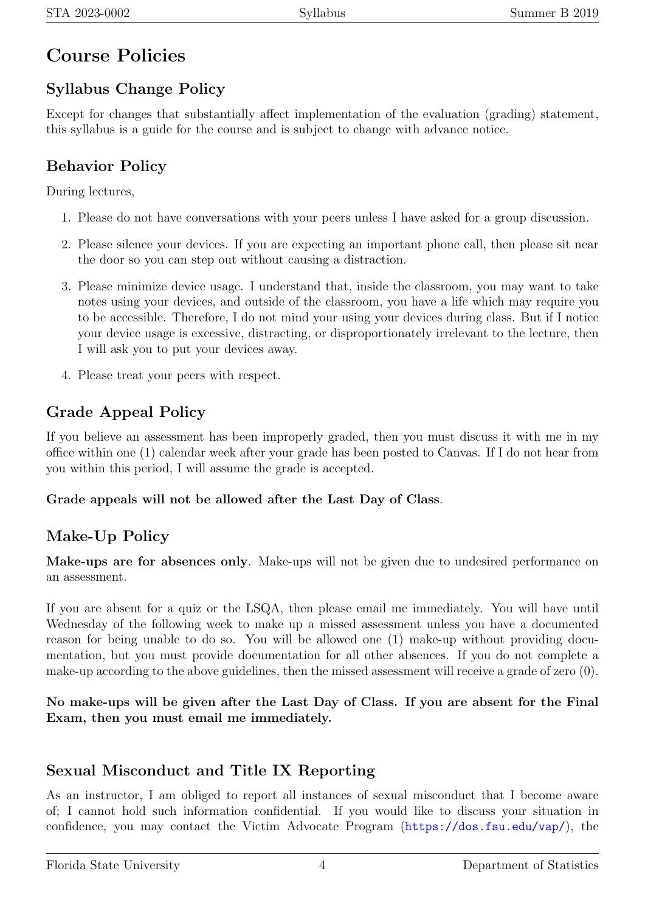# Course Policies

## Syllabus Change Policy

Except for changes that substantially affect implementation of the evaluation (grading) statement, this syllabus is a guide for the course and is subject to change with advance notice.

## Behavior Policy

During lectures,

1. Please do not have conversations with your peers unless I have asked for a group discussion.
2. Please silence your devices. If you are expecting an important phone call, then please sit near the door so you can step out without causing a distraction.
3. Please minimize device usage. I understand that, inside the classroom, you may want to take notes using your devices, and outside of the classroom, you have a life which may require you to be accessible. Therefore, I do not mind your using your devices during class. But if I notice your device usage is excessive, distracting, or disproportionately irrelevant to the lecture, then I will ask you to put your devices away.
4. Please treat your peers with respect.

## Grade Appeal Policy

If you believe an assessment has been improperly graded, then you must discuss it with me in my office within one (1) calendar week after your grade has been posted to Canvas. If I do not hear from you within this period, I will assume the grade is accepted.

**Grade appeals will not be allowed after the Last Day of Class**.

## Make-Up Policy

**Make-ups are for absences only**. Make-ups will not be given due to undesired performance on an assessment.

If you are absent for a quiz or the LSQA, then please email me immediately. You will have until Wednesday of the following week to make up a missed assessment unless you have a documented reason for being unable to do so. You will be allowed one (1) make-up without providing documentation, but you must provide documentation for all other absences. If you do not complete a make-up according to the above guidelines, then the missed assessment will receive a grade of zero (0).

**No make-ups will be given after the Last Day of Class. If you are absent for the Final Exam, then you must email me immediately.**

## Sexual Misconduct and Title IX Reporting

As an instructor, I am obliged to report all instances of sexual misconduct that I become aware of; I cannot hold such information confidential. If you would like to discuss your situation in confidence, you may contact the Victim Advocate Program (https://dos.fsu.edu/vap/), the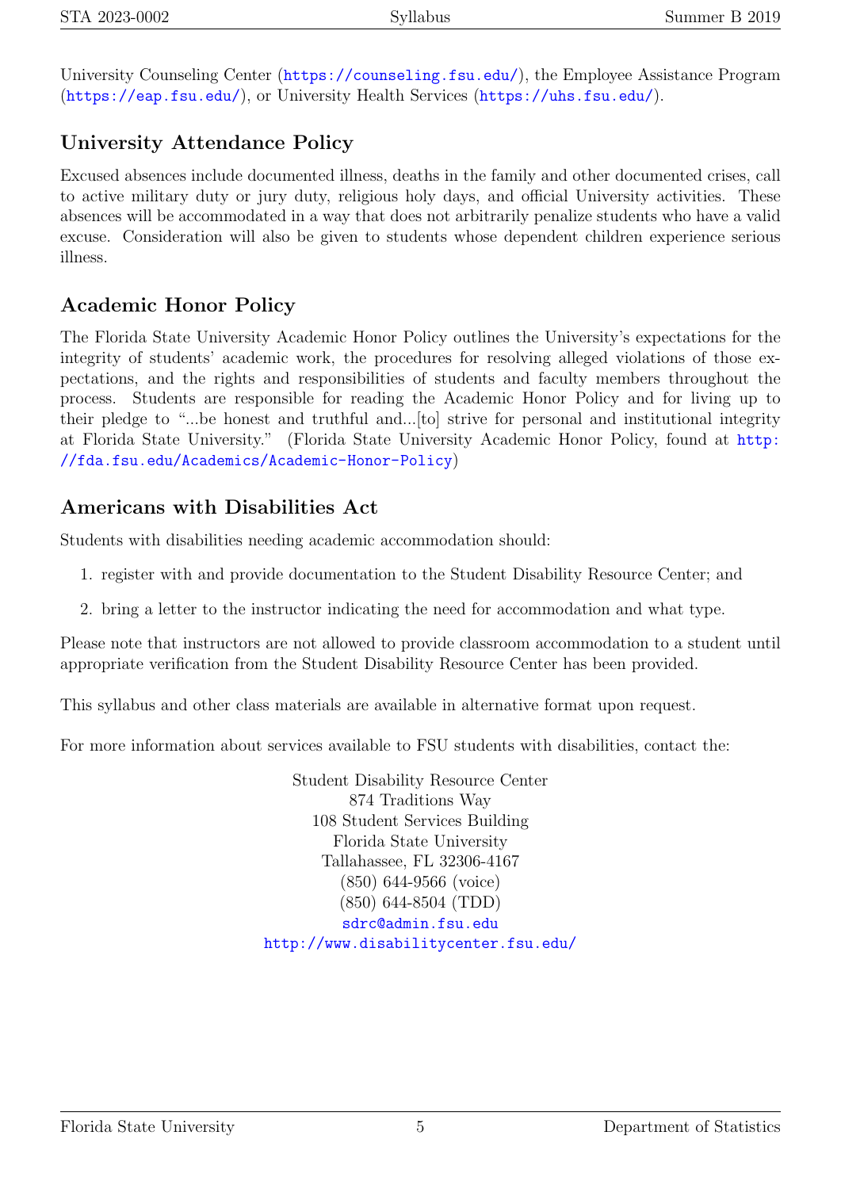University Counseling Center (https://counseling.fsu.edu/), the Employee Assistance Program (https://eap.fsu.edu/), or University Health Services (https://uhs.fsu.edu/).

## University Attendance Policy

Excused absences include documented illness, deaths in the family and other documented crises, call to active military duty or jury duty, religious holy days, and official University activities. These absences will be accommodated in a way that does not arbitrarily penalize students who have a valid excuse. Consideration will also be given to students whose dependent children experience serious illness.

## Academic Honor Policy

The Florida State University Academic Honor Policy outlines the University's expectations for the integrity of students' academic work, the procedures for resolving alleged violations of those expectations, and the rights and responsibilities of students and faculty members throughout the process. Students are responsible for reading the Academic Honor Policy and for living up to their pledge to "...be honest and truthful and...[to] strive for personal and institutional integrity at Florida State University." (Florida State University Academic Honor Policy, found at http://fda.fsu.edu/Academics/Academic-Honor-Policy)

## Americans with Disabilities Act

Students with disabilities needing academic accommodation should:

1. register with and provide documentation to the Student Disability Resource Center; and
2. bring a letter to the instructor indicating the need for accommodation and what type.

Please note that instructors are not allowed to provide classroom accommodation to a student until appropriate verification from the Student Disability Resource Center has been provided.

This syllabus and other class materials are available in alternative format upon request.

For more information about services available to FSU students with disabilities, contact the:

Student Disability Resource Center  
874 Traditions Way  
108 Student Services Building  
Florida State University  
Tallahassee, FL 32306-4167  
(850) 644-9566 (voice)  
(850) 644-8504 (TDD)  
sdrc@admin.fsu.edu  
http://www.disabilitycenter.fsu.edu/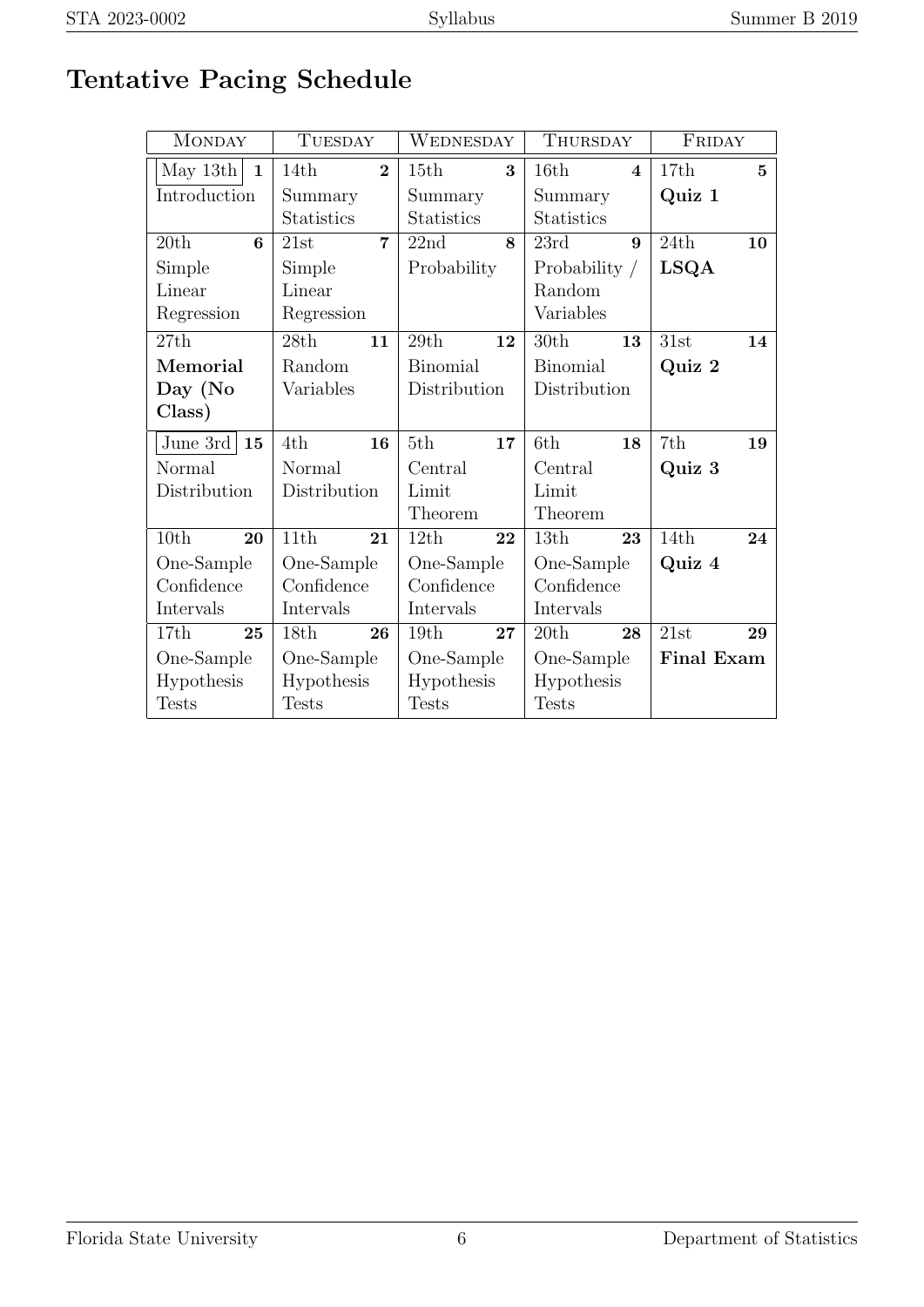# Tentative Pacing Schedule

| Monday | Tuesday | Wednesday | Thursday | Friday |
|---|---|---|---|---|
| May 13th **1** Introduction | 14th **2** Summary Statistics | 15th **3** Summary Statistics | 16th **4** Summary Statistics | 17th **5** **Quiz 1** |
| 20th **6** Simple Linear Regression | 21st **7** Simple Linear Regression | 22nd **8** Probability | 23rd **9** Probability / Random Variables | 24th **10** **LSQA** |
| 27th **Memorial Day (No Class)** | 28th **11** Random Variables | 29th **12** Binomial Distribution | 30th **13** Binomial Distribution | 31st **14** **Quiz 2** |
| June 3rd **15** Normal Distribution | 4th **16** Normal Distribution | 5th **17** Central Limit Theorem | 6th **18** Central Limit Theorem | 7th **19** **Quiz 3** |
| 10th **20** One-Sample Confidence Intervals | 11th **21** One-Sample Confidence Intervals | 12th **22** One-Sample Confidence Intervals | 13th **23** One-Sample Confidence Intervals | 14th **24** **Quiz 4** |
| 17th **25** One-Sample Hypothesis Tests | 18th **26** One-Sample Hypothesis Tests | 19th **27** One-Sample Hypothesis Tests | 20th **28** One-Sample Hypothesis Tests | 21st **29** **Final Exam** |